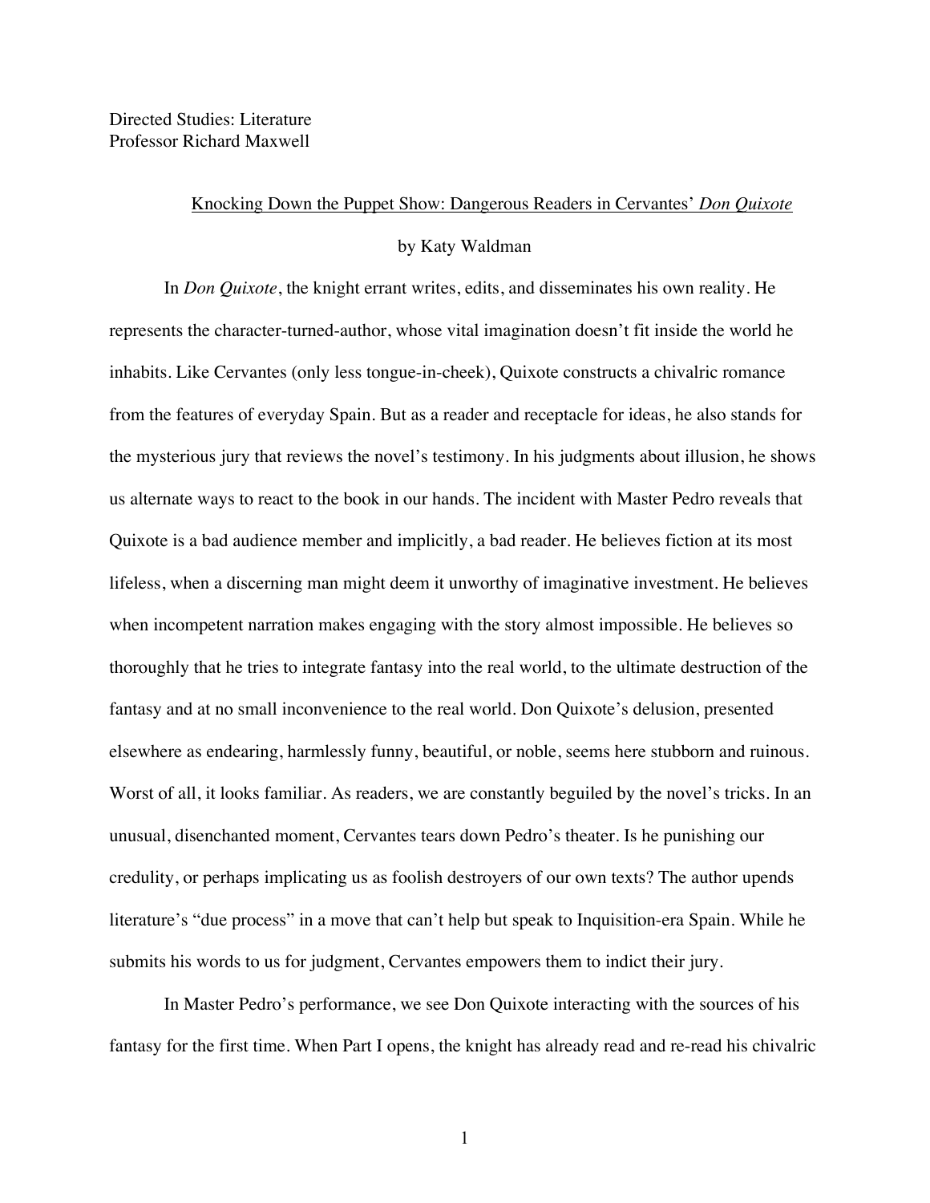Directed Studies: Literature
Professor Richard Maxwell

# Knocking Down the Puppet Show: Dangerous Readers in Cervantes' *Don Quixote*

by Katy Waldman

In *Don Quixote*, the knight errant writes, edits, and disseminates his own reality. He represents the character-turned-author, whose vital imagination doesn't fit inside the world he inhabits. Like Cervantes (only less tongue-in-cheek), Quixote constructs a chivalric romance from the features of everyday Spain. But as a reader and receptacle for ideas, he also stands for the mysterious jury that reviews the novel's testimony. In his judgments about illusion, he shows us alternate ways to react to the book in our hands. The incident with Master Pedro reveals that Quixote is a bad audience member and implicitly, a bad reader. He believes fiction at its most lifeless, when a discerning man might deem it unworthy of imaginative investment. He believes when incompetent narration makes engaging with the story almost impossible. He believes so thoroughly that he tries to integrate fantasy into the real world, to the ultimate destruction of the fantasy and at no small inconvenience to the real world. Don Quixote's delusion, presented elsewhere as endearing, harmlessly funny, beautiful, or noble, seems here stubborn and ruinous. Worst of all, it looks familiar. As readers, we are constantly beguiled by the novel's tricks. In an unusual, disenchanted moment, Cervantes tears down Pedro's theater. Is he punishing our credulity, or perhaps implicating us as foolish destroyers of our own texts? The author upends literature's "due process" in a move that can't help but speak to Inquisition-era Spain. While he submits his words to us for judgment, Cervantes empowers them to indict their jury.

In Master Pedro's performance, we see Don Quixote interacting with the sources of his fantasy for the first time. When Part I opens, the knight has already read and re-read his chivalric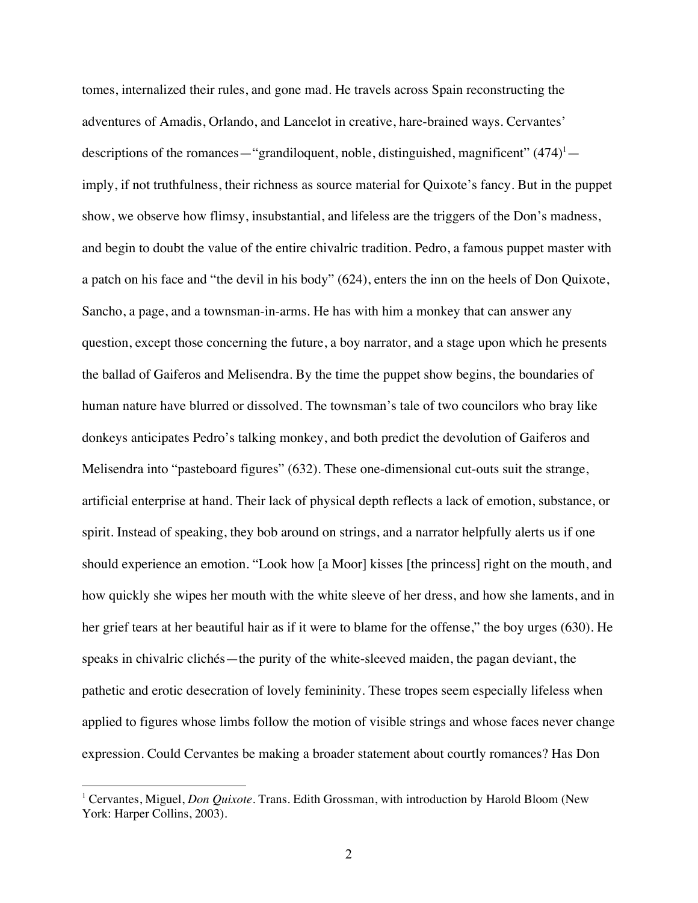tomes, internalized their rules, and gone mad. He travels across Spain reconstructing the adventures of Amadis, Orlando, and Lancelot in creative, hare-brained ways. Cervantes' descriptions of the romances—"grandiloquent, noble, distinguished, magnificent" (474)[1]—imply, if not truthfulness, their richness as source material for Quixote's fancy. But in the puppet show, we observe how flimsy, insubstantial, and lifeless are the triggers of the Don's madness, and begin to doubt the value of the entire chivalric tradition. Pedro, a famous puppet master with a patch on his face and "the devil in his body" (624), enters the inn on the heels of Don Quixote, Sancho, a page, and a townsman-in-arms. He has with him a monkey that can answer any question, except those concerning the future, a boy narrator, and a stage upon which he presents the ballad of Gaiferos and Melisendra. By the time the puppet show begins, the boundaries of human nature have blurred or dissolved. The townsman's tale of two councilors who bray like donkeys anticipates Pedro's talking monkey, and both predict the devolution of Gaiferos and Melisendra into "pasteboard figures" (632). These one-dimensional cut-outs suit the strange, artificial enterprise at hand. Their lack of physical depth reflects a lack of emotion, substance, or spirit. Instead of speaking, they bob around on strings, and a narrator helpfully alerts us if one should experience an emotion. "Look how [a Moor] kisses [the princess] right on the mouth, and how quickly she wipes her mouth with the white sleeve of her dress, and how she laments, and in her grief tears at her beautiful hair as if it were to blame for the offense," the boy urges (630). He speaks in chivalric clichés—the purity of the white-sleeved maiden, the pagan deviant, the pathetic and erotic desecration of lovely femininity. These tropes seem especially lifeless when applied to figures whose limbs follow the motion of visible strings and whose faces never change expression. Could Cervantes be making a broader statement about courtly romances? Has Don

---

[1] Cervantes, Miguel, *Don Quixote*. Trans. Edith Grossman, with introduction by Harold Bloom (New York: Harper Collins, 2003).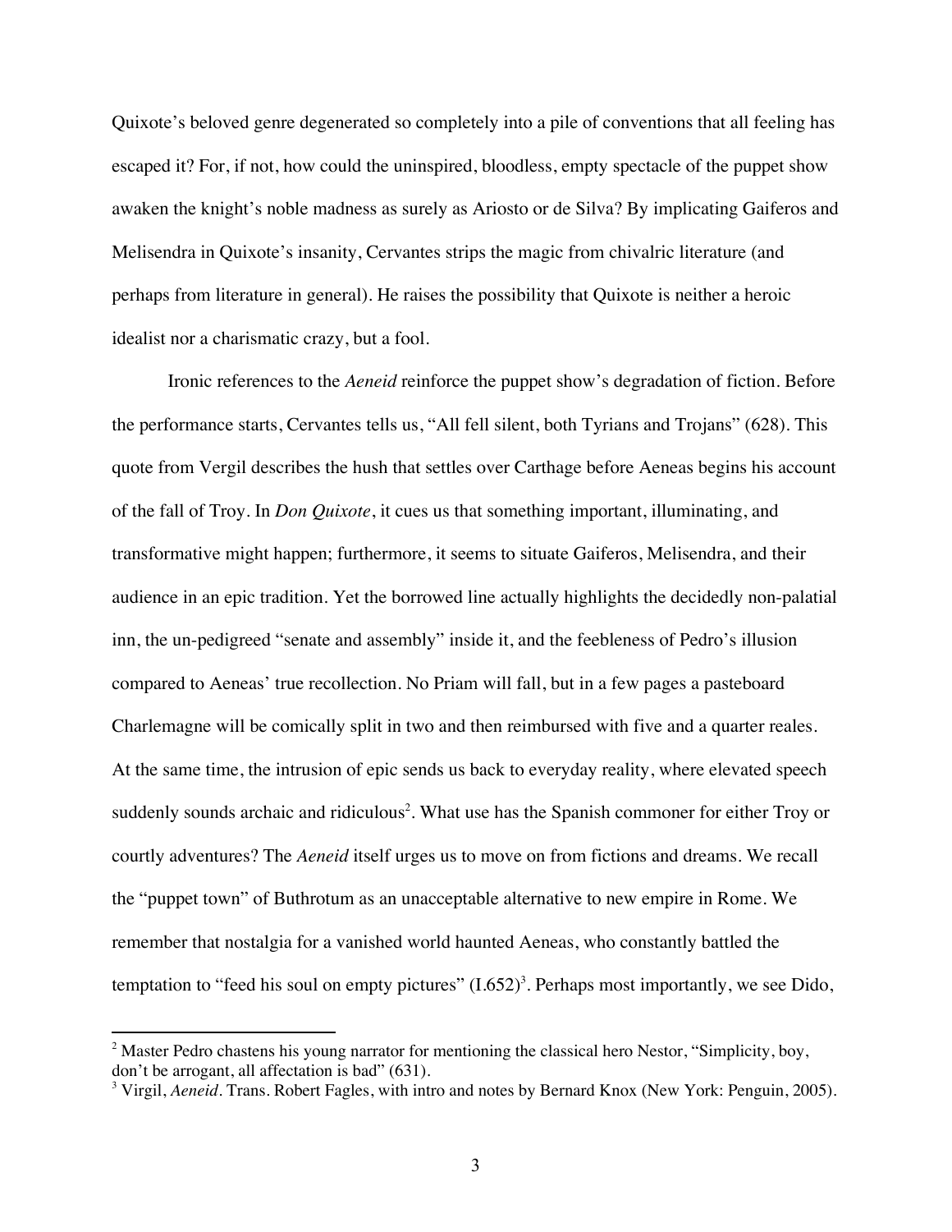Quixote's beloved genre degenerated so completely into a pile of conventions that all feeling has escaped it? For, if not, how could the uninspired, bloodless, empty spectacle of the puppet show awaken the knight's noble madness as surely as Ariosto or de Silva? By implicating Gaiferos and Melisendra in Quixote's insanity, Cervantes strips the magic from chivalric literature (and perhaps from literature in general). He raises the possibility that Quixote is neither a heroic idealist nor a charismatic crazy, but a fool.

Ironic references to the *Aeneid* reinforce the puppet show's degradation of fiction. Before the performance starts, Cervantes tells us, "All fell silent, both Tyrians and Trojans" (628). This quote from Vergil describes the hush that settles over Carthage before Aeneas begins his account of the fall of Troy. In *Don Quixote*, it cues us that something important, illuminating, and transformative might happen; furthermore, it seems to situate Gaiferos, Melisendra, and their audience in an epic tradition. Yet the borrowed line actually highlights the decidedly non-palatial inn, the un-pedigreed "senate and assembly" inside it, and the feebleness of Pedro's illusion compared to Aeneas' true recollection. No Priam will fall, but in a few pages a pasteboard Charlemagne will be comically split in two and then reimbursed with five and a quarter reales. At the same time, the intrusion of epic sends us back to everyday reality, where elevated speech suddenly sounds archaic and ridiculous[2]. What use has the Spanish commoner for either Troy or courtly adventures? The *Aeneid* itself urges us to move on from fictions and dreams. We recall the "puppet town" of Buthrotum as an unacceptable alternative to new empire in Rome. We remember that nostalgia for a vanished world haunted Aeneas, who constantly battled the temptation to "feed his soul on empty pictures" (I.652)[3]. Perhaps most importantly, we see Dido,

[2] Master Pedro chastens his young narrator for mentioning the classical hero Nestor, "Simplicity, boy, don't be arrogant, all affectation is bad" (631).

[3] Virgil, *Aeneid*. Trans. Robert Fagles, with intro and notes by Bernard Knox (New York: Penguin, 2005).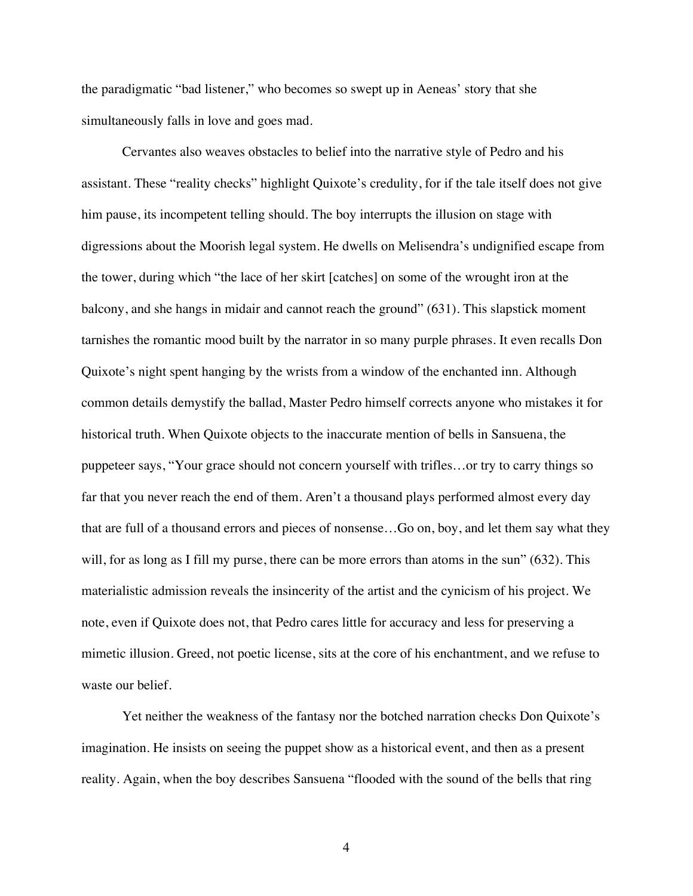the paradigmatic "bad listener," who becomes so swept up in Aeneas' story that she simultaneously falls in love and goes mad.

Cervantes also weaves obstacles to belief into the narrative style of Pedro and his assistant. These "reality checks" highlight Quixote's credulity, for if the tale itself does not give him pause, its incompetent telling should. The boy interrupts the illusion on stage with digressions about the Moorish legal system. He dwells on Melisendra's undignified escape from the tower, during which "the lace of her skirt [catches] on some of the wrought iron at the balcony, and she hangs in midair and cannot reach the ground" (631). This slapstick moment tarnishes the romantic mood built by the narrator in so many purple phrases. It even recalls Don Quixote's night spent hanging by the wrists from a window of the enchanted inn. Although common details demystify the ballad, Master Pedro himself corrects anyone who mistakes it for historical truth. When Quixote objects to the inaccurate mention of bells in Sansuena, the puppeteer says, "Your grace should not concern yourself with trifles…or try to carry things so far that you never reach the end of them. Aren't a thousand plays performed almost every day that are full of a thousand errors and pieces of nonsense…Go on, boy, and let them say what they will, for as long as I fill my purse, there can be more errors than atoms in the sun" (632). This materialistic admission reveals the insincerity of the artist and the cynicism of his project. We note, even if Quixote does not, that Pedro cares little for accuracy and less for preserving a mimetic illusion. Greed, not poetic license, sits at the core of his enchantment, and we refuse to waste our belief.

Yet neither the weakness of the fantasy nor the botched narration checks Don Quixote's imagination. He insists on seeing the puppet show as a historical event, and then as a present reality. Again, when the boy describes Sansuena "flooded with the sound of the bells that ring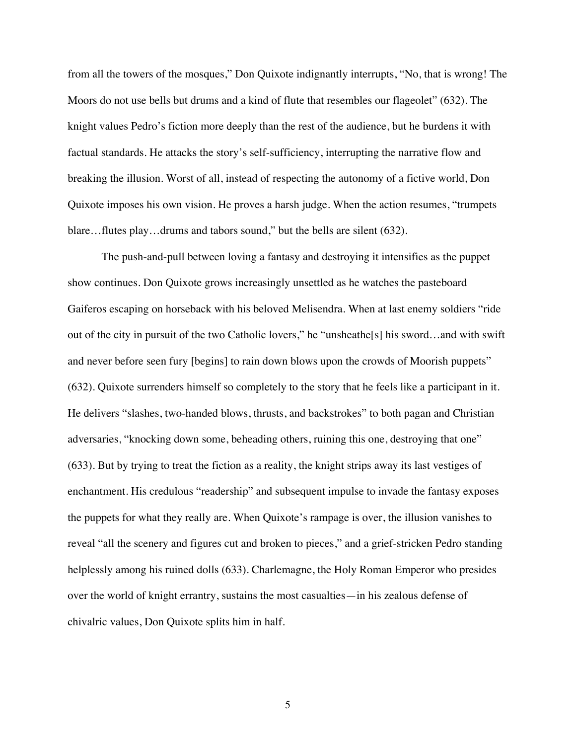from all the towers of the mosques," Don Quixote indignantly interrupts, "No, that is wrong! The Moors do not use bells but drums and a kind of flute that resembles our flageolet" (632). The knight values Pedro's fiction more deeply than the rest of the audience, but he burdens it with factual standards. He attacks the story's self-sufficiency, interrupting the narrative flow and breaking the illusion. Worst of all, instead of respecting the autonomy of a fictive world, Don Quixote imposes his own vision. He proves a harsh judge. When the action resumes, "trumpets blare…flutes play…drums and tabors sound," but the bells are silent (632).

The push-and-pull between loving a fantasy and destroying it intensifies as the puppet show continues. Don Quixote grows increasingly unsettled as he watches the pasteboard Gaiferos escaping on horseback with his beloved Melisendra. When at last enemy soldiers "ride out of the city in pursuit of the two Catholic lovers," he "unsheathe[s] his sword…and with swift and never before seen fury [begins] to rain down blows upon the crowds of Moorish puppets" (632). Quixote surrenders himself so completely to the story that he feels like a participant in it. He delivers "slashes, two-handed blows, thrusts, and backstrokes" to both pagan and Christian adversaries, "knocking down some, beheading others, ruining this one, destroying that one" (633). But by trying to treat the fiction as a reality, the knight strips away its last vestiges of enchantment. His credulous "readership" and subsequent impulse to invade the fantasy exposes the puppets for what they really are. When Quixote's rampage is over, the illusion vanishes to reveal "all the scenery and figures cut and broken to pieces," and a grief-stricken Pedro standing helplessly among his ruined dolls (633). Charlemagne, the Holy Roman Emperor who presides over the world of knight errantry, sustains the most casualties—in his zealous defense of chivalric values, Don Quixote splits him in half.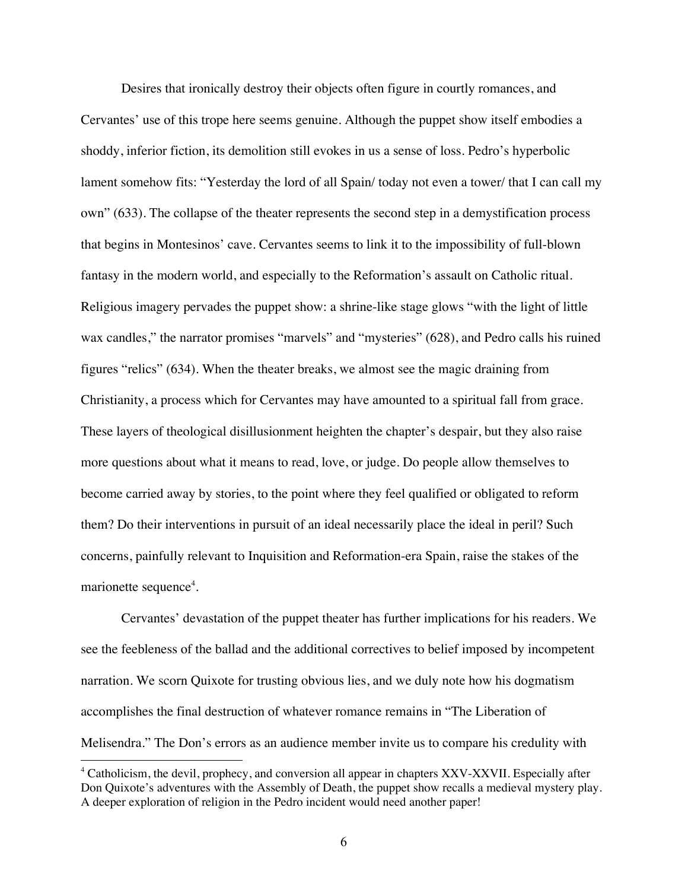Desires that ironically destroy their objects often figure in courtly romances, and Cervantes' use of this trope here seems genuine. Although the puppet show itself embodies a shoddy, inferior fiction, its demolition still evokes in us a sense of loss. Pedro's hyperbolic lament somehow fits: "Yesterday the lord of all Spain/ today not even a tower/ that I can call my own" (633). The collapse of the theater represents the second step in a demystification process that begins in Montesinos' cave. Cervantes seems to link it to the impossibility of full-blown fantasy in the modern world, and especially to the Reformation's assault on Catholic ritual. Religious imagery pervades the puppet show: a shrine-like stage glows "with the light of little wax candles," the narrator promises "marvels" and "mysteries" (628), and Pedro calls his ruined figures "relics" (634). When the theater breaks, we almost see the magic draining from Christianity, a process which for Cervantes may have amounted to a spiritual fall from grace. These layers of theological disillusionment heighten the chapter's despair, but they also raise more questions about what it means to read, love, or judge. Do people allow themselves to become carried away by stories, to the point where they feel qualified or obligated to reform them? Do their interventions in pursuit of an ideal necessarily place the ideal in peril? Such concerns, painfully relevant to Inquisition and Reformation-era Spain, raise the stakes of the marionette sequence[4].

Cervantes' devastation of the puppet theater has further implications for his readers. We see the feebleness of the ballad and the additional correctives to belief imposed by incompetent narration. We scorn Quixote for trusting obvious lies, and we duly note how his dogmatism accomplishes the final destruction of whatever romance remains in "The Liberation of Melisendra." The Don's errors as an audience member invite us to compare his credulity with

[4] Catholicism, the devil, prophecy, and conversion all appear in chapters XXV-XXVII. Especially after Don Quixote's adventures with the Assembly of Death, the puppet show recalls a medieval mystery play. A deeper exploration of religion in the Pedro incident would need another paper!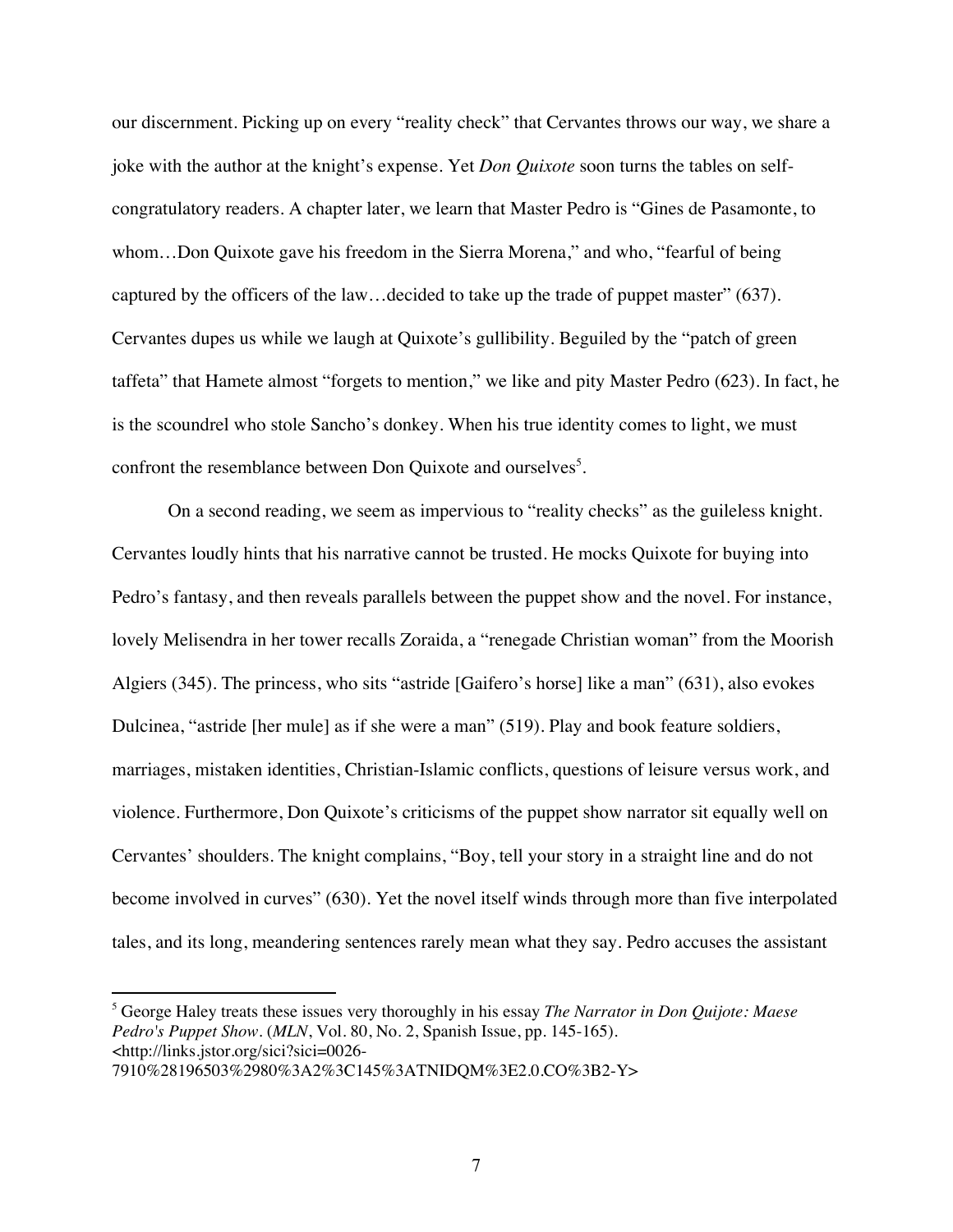our discernment. Picking up on every "reality check" that Cervantes throws our way, we share a joke with the author at the knight's expense. Yet *Don Quixote* soon turns the tables on self-congratulatory readers. A chapter later, we learn that Master Pedro is "Gines de Pasamonte, to whom…Don Quixote gave his freedom in the Sierra Morena," and who, "fearful of being captured by the officers of the law…decided to take up the trade of puppet master" (637). Cervantes dupes us while we laugh at Quixote's gullibility. Beguiled by the "patch of green taffeta" that Hamete almost "forgets to mention," we like and pity Master Pedro (623). In fact, he is the scoundrel who stole Sancho's donkey. When his true identity comes to light, we must confront the resemblance between Don Quixote and ourselves[5].

On a second reading, we seem as impervious to "reality checks" as the guileless knight. Cervantes loudly hints that his narrative cannot be trusted. He mocks Quixote for buying into Pedro's fantasy, and then reveals parallels between the puppet show and the novel. For instance, lovely Melisendra in her tower recalls Zoraida, a "renegade Christian woman" from the Moorish Algiers (345). The princess, who sits "astride [Gaifero's horse] like a man" (631), also evokes Dulcinea, "astride [her mule] as if she were a man" (519). Play and book feature soldiers, marriages, mistaken identities, Christian-Islamic conflicts, questions of leisure versus work, and violence. Furthermore, Don Quixote's criticisms of the puppet show narrator sit equally well on Cervantes' shoulders. The knight complains, "Boy, tell your story in a straight line and do not become involved in curves" (630). Yet the novel itself winds through more than five interpolated tales, and its long, meandering sentences rarely mean what they say. Pedro accuses the assistant

---

[5] George Haley treats these issues very thoroughly in his essay *The Narrator in Don Quijote: Maese Pedro's Puppet Show*. (*MLN*, Vol. 80, No. 2, Spanish Issue, pp. 145-165). <http://links.jstor.org/sici?sici=0026-7910%28196503%2980%3A2%3C145%3ATNIDQM%3E2.0.CO%3B2-Y>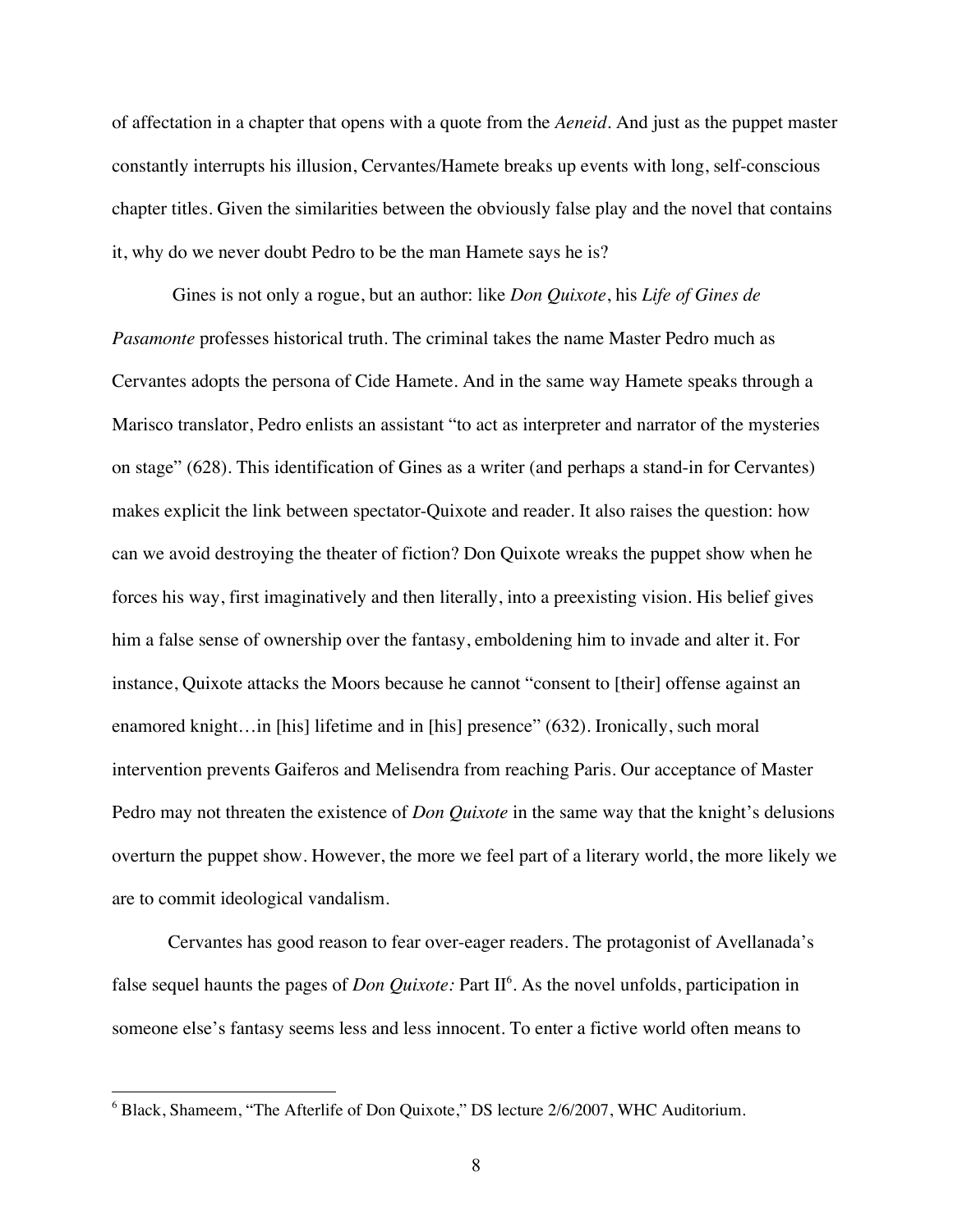of affectation in a chapter that opens with a quote from the *Aeneid*. And just as the puppet master constantly interrupts his illusion, Cervantes/Hamete breaks up events with long, self-conscious chapter titles. Given the similarities between the obviously false play and the novel that contains it, why do we never doubt Pedro to be the man Hamete says he is?

Gines is not only a rogue, but an author: like *Don Quixote*, his *Life of Gines de Pasamonte* professes historical truth. The criminal takes the name Master Pedro much as Cervantes adopts the persona of Cide Hamete. And in the same way Hamete speaks through a Marisco translator, Pedro enlists an assistant "to act as interpreter and narrator of the mysteries on stage" (628). This identification of Gines as a writer (and perhaps a stand-in for Cervantes) makes explicit the link between spectator-Quixote and reader. It also raises the question: how can we avoid destroying the theater of fiction? Don Quixote wreaks the puppet show when he forces his way, first imaginatively and then literally, into a preexisting vision. His belief gives him a false sense of ownership over the fantasy, emboldening him to invade and alter it. For instance, Quixote attacks the Moors because he cannot "consent to [their] offense against an enamored knight…in [his] lifetime and in [his] presence" (632). Ironically, such moral intervention prevents Gaiferos and Melisendra from reaching Paris. Our acceptance of Master Pedro may not threaten the existence of *Don Quixote* in the same way that the knight's delusions overturn the puppet show. However, the more we feel part of a literary world, the more likely we are to commit ideological vandalism.

Cervantes has good reason to fear over-eager readers. The protagonist of Avellanada's false sequel haunts the pages of *Don Quixote:* Part II[6]. As the novel unfolds, participation in someone else's fantasy seems less and less innocent. To enter a fictive world often means to

---

[6] Black, Shameem, "The Afterlife of Don Quixote," DS lecture 2/6/2007, WHC Auditorium.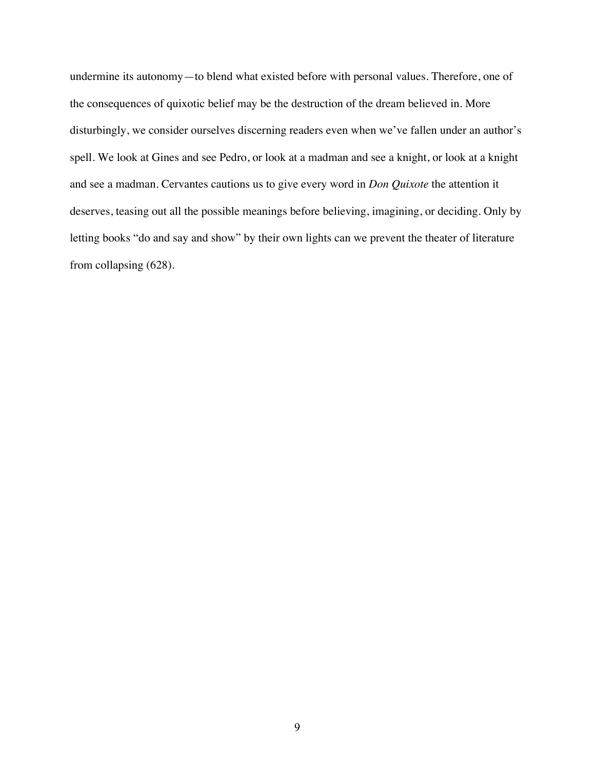undermine its autonomy—to blend what existed before with personal values. Therefore, one of the consequences of quixotic belief may be the destruction of the dream believed in. More disturbingly, we consider ourselves discerning readers even when we've fallen under an author's spell. We look at Gines and see Pedro, or look at a madman and see a knight, or look at a knight and see a madman. Cervantes cautions us to give every word in *Don Quixote* the attention it deserves, teasing out all the possible meanings before believing, imagining, or deciding. Only by letting books "do and say and show" by their own lights can we prevent the theater of literature from collapsing (628).